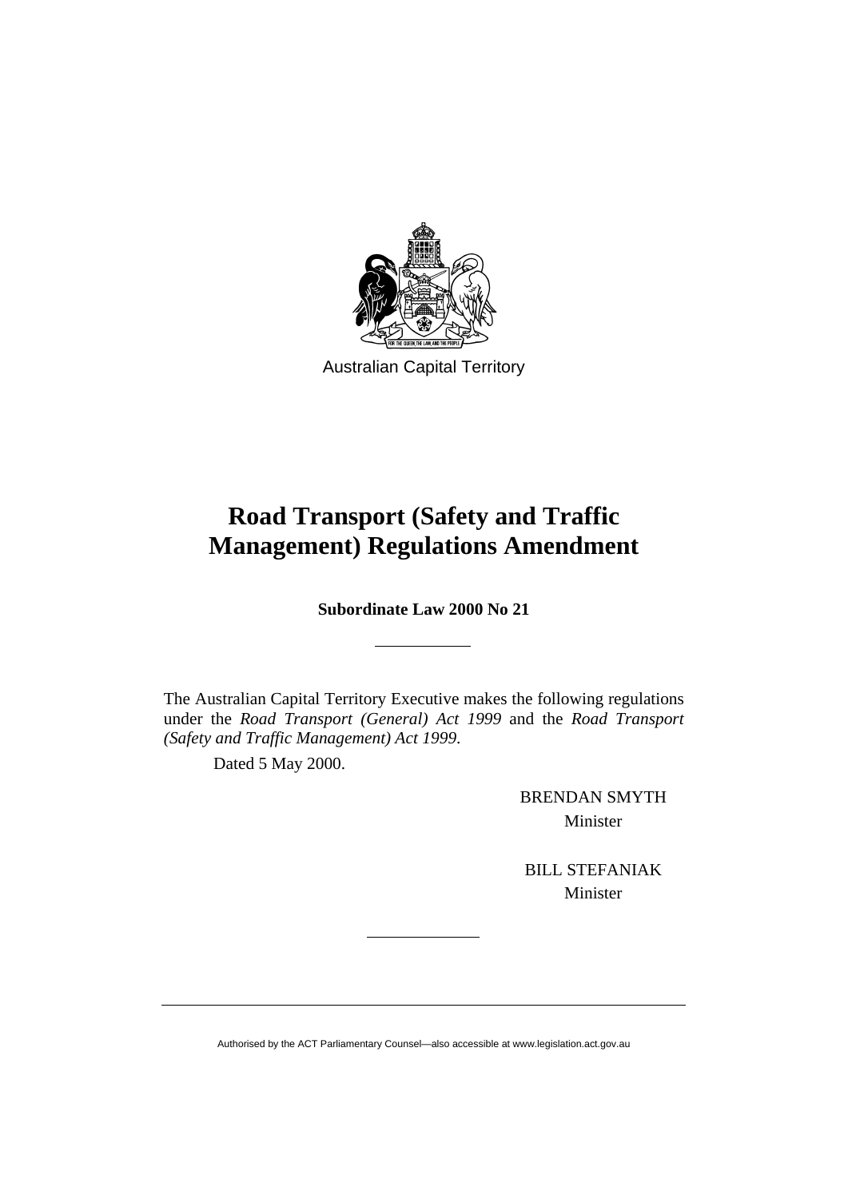Australian Capital Territory

# Road Transport (Safety and Traffic Management) Regulations Amendment

**Subordinate Law 2000 No 21**

---

The Australian Capital Territory Executive makes the following regulations under the *Road Transport (General) Act 1999* and the *Road Transport (Safety and Traffic Management) Act 1999*.

Dated 5 May 2000.

BRENDAN SMYTH
Minister

BILL STEFANIAK
Minister

---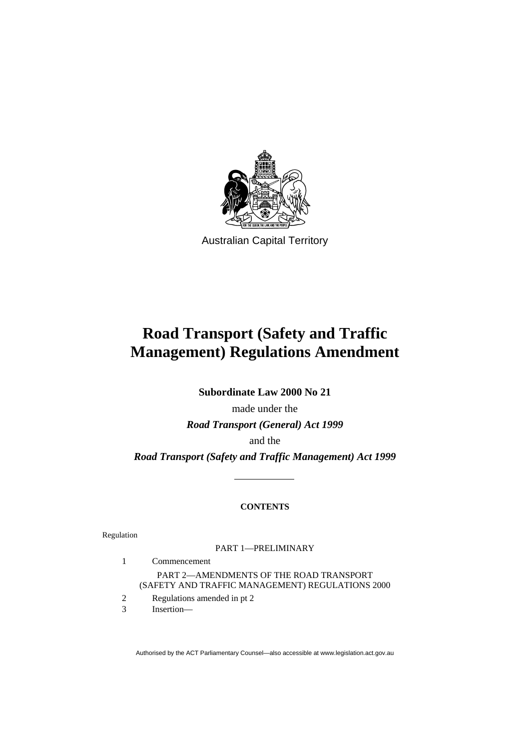Australian Capital Territory

# Road Transport (Safety and Traffic Management) Regulations Amendment

**Subordinate Law 2000 No 21**

made under the

***Road Transport (General) Act 1999***

and the

***Road Transport (Safety and Traffic Management) Act 1999***

---

**CONTENTS**

Regulation

PART 1—PRELIMINARY

1 Commencement

PART 2—AMENDMENTS OF THE ROAD TRANSPORT (SAFETY AND TRAFFIC MANAGEMENT) REGULATIONS 2000

2 Regulations amended in pt 2

3 Insertion—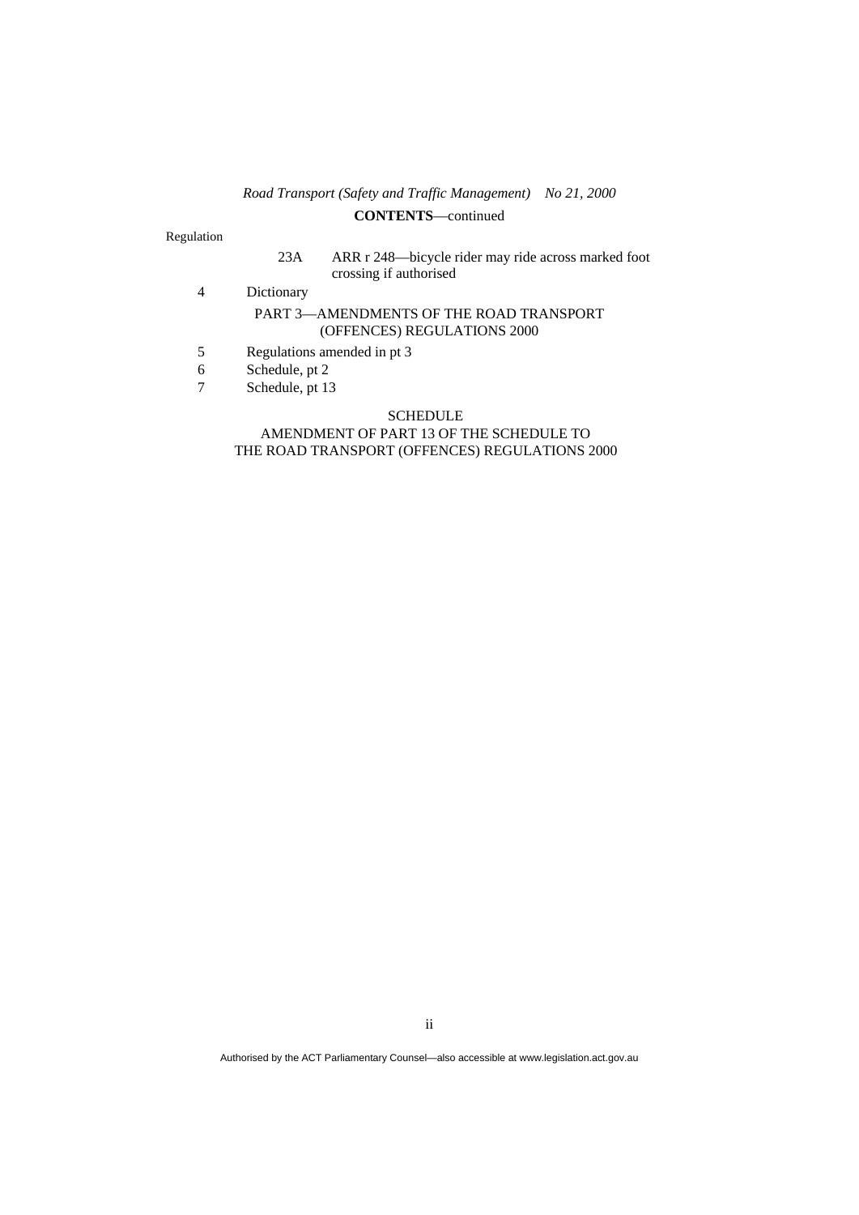**CONTENTS**—continued

Regulation

23A ARR r 248—bicycle rider may ride across marked foot crossing if authorised

4 Dictionary

PART 3—AMENDMENTS OF THE ROAD TRANSPORT (OFFENCES) REGULATIONS 2000

5 Regulations amended in pt 3

6 Schedule, pt 2

7 Schedule, pt 13

SCHEDULE

AMENDMENT OF PART 13 OF THE SCHEDULE TO THE ROAD TRANSPORT (OFFENCES) REGULATIONS 2000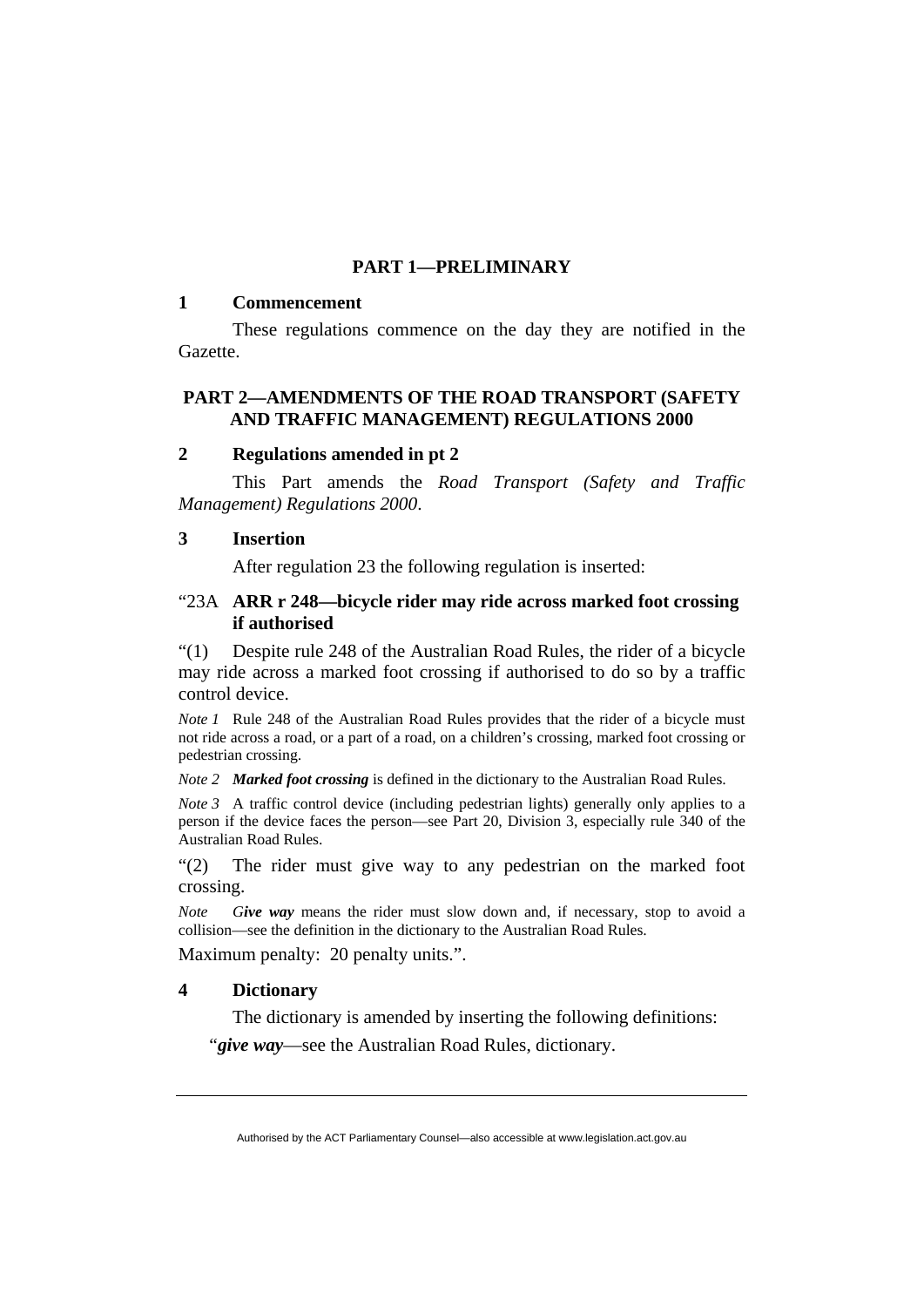## PART 1—PRELIMINARY

### 1 Commencement

These regulations commence on the day they are notified in the Gazette.

## PART 2—AMENDMENTS OF THE ROAD TRANSPORT (SAFETY AND TRAFFIC MANAGEMENT) REGULATIONS 2000

### 2 Regulations amended in pt 2

This Part amends the *Road Transport (Safety and Traffic Management) Regulations 2000*.

### 3 Insertion

After regulation 23 the following regulation is inserted:

"23A **ARR r 248—bicycle rider may ride across marked foot crossing if authorised**

"(1) Despite rule 248 of the Australian Road Rules, the rider of a bicycle may ride across a marked foot crossing if authorised to do so by a traffic control device.

*Note 1* Rule 248 of the Australian Road Rules provides that the rider of a bicycle must not ride across a road, or a part of a road, on a children's crossing, marked foot crossing or pedestrian crossing.

*Note 2* ***Marked foot crossing*** is defined in the dictionary to the Australian Road Rules.

*Note 3* A traffic control device (including pedestrian lights) generally only applies to a person if the device faces the person—see Part 20, Division 3, especially rule 340 of the Australian Road Rules.

"(2) The rider must give way to any pedestrian on the marked foot crossing.

*Note* ***Give way*** means the rider must slow down and, if necessary, stop to avoid a collision—see the definition in the dictionary to the Australian Road Rules.

Maximum penalty: 20 penalty units.".

### 4 Dictionary

The dictionary is amended by inserting the following definitions:

"***give way***—see the Australian Road Rules, dictionary.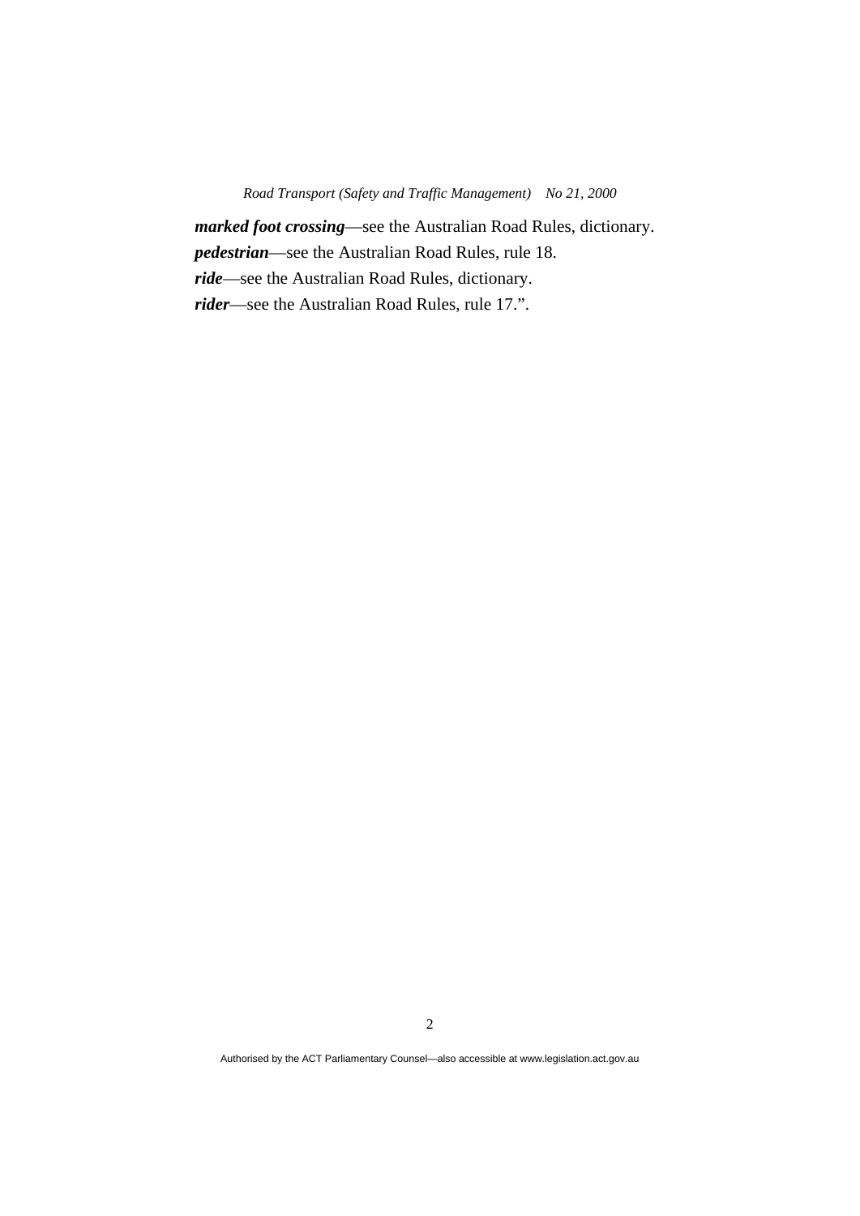***marked foot crossing***—see the Australian Road Rules, dictionary.

***pedestrian***—see the Australian Road Rules, rule 18.

***ride***—see the Australian Road Rules, dictionary.

***rider***—see the Australian Road Rules, rule 17.".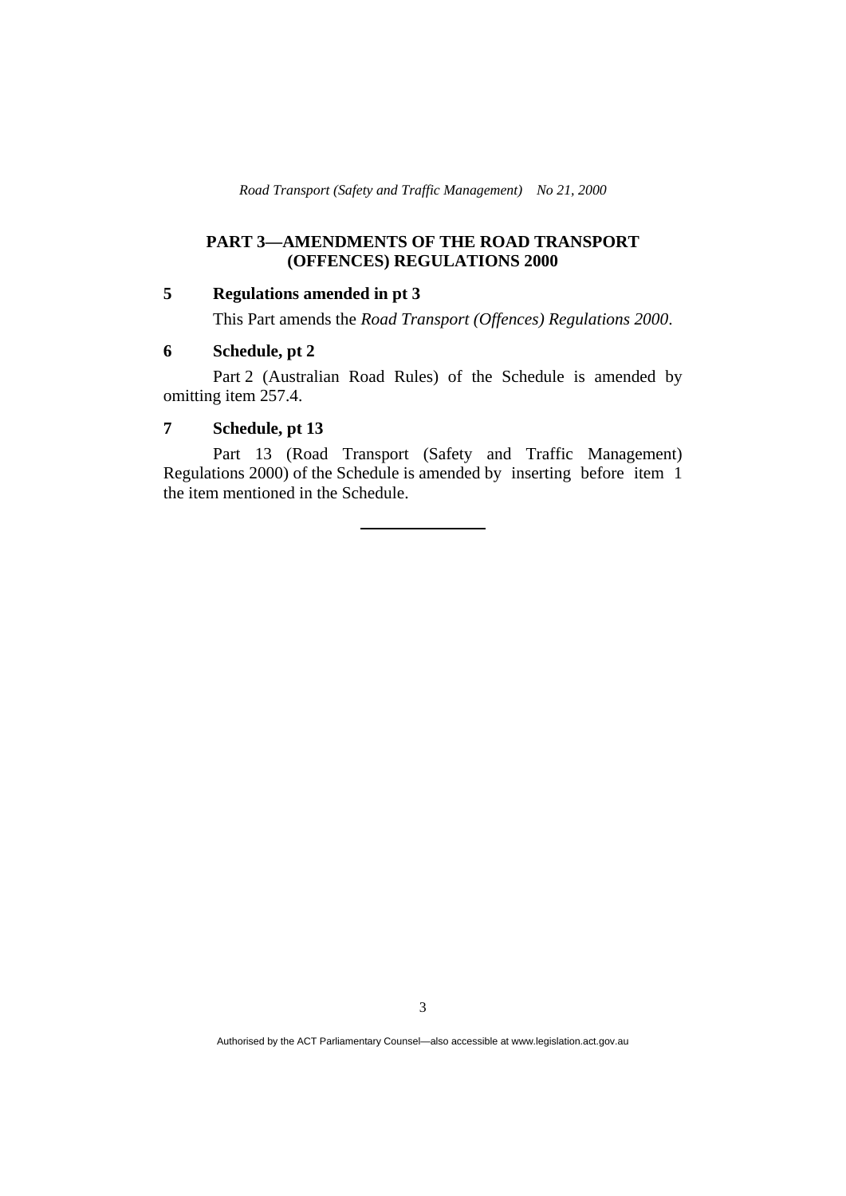## PART 3—AMENDMENTS OF THE ROAD TRANSPORT (OFFENCES) REGULATIONS 2000

### 5 Regulations amended in pt 3

This Part amends the *Road Transport (Offences) Regulations 2000*.

### 6 Schedule, pt 2

Part 2 (Australian Road Rules) of the Schedule is amended by omitting item 257.4.

### 7 Schedule, pt 13

Part 13 (Road Transport (Safety and Traffic Management) Regulations 2000) of the Schedule is amended by inserting before item 1 the item mentioned in the Schedule.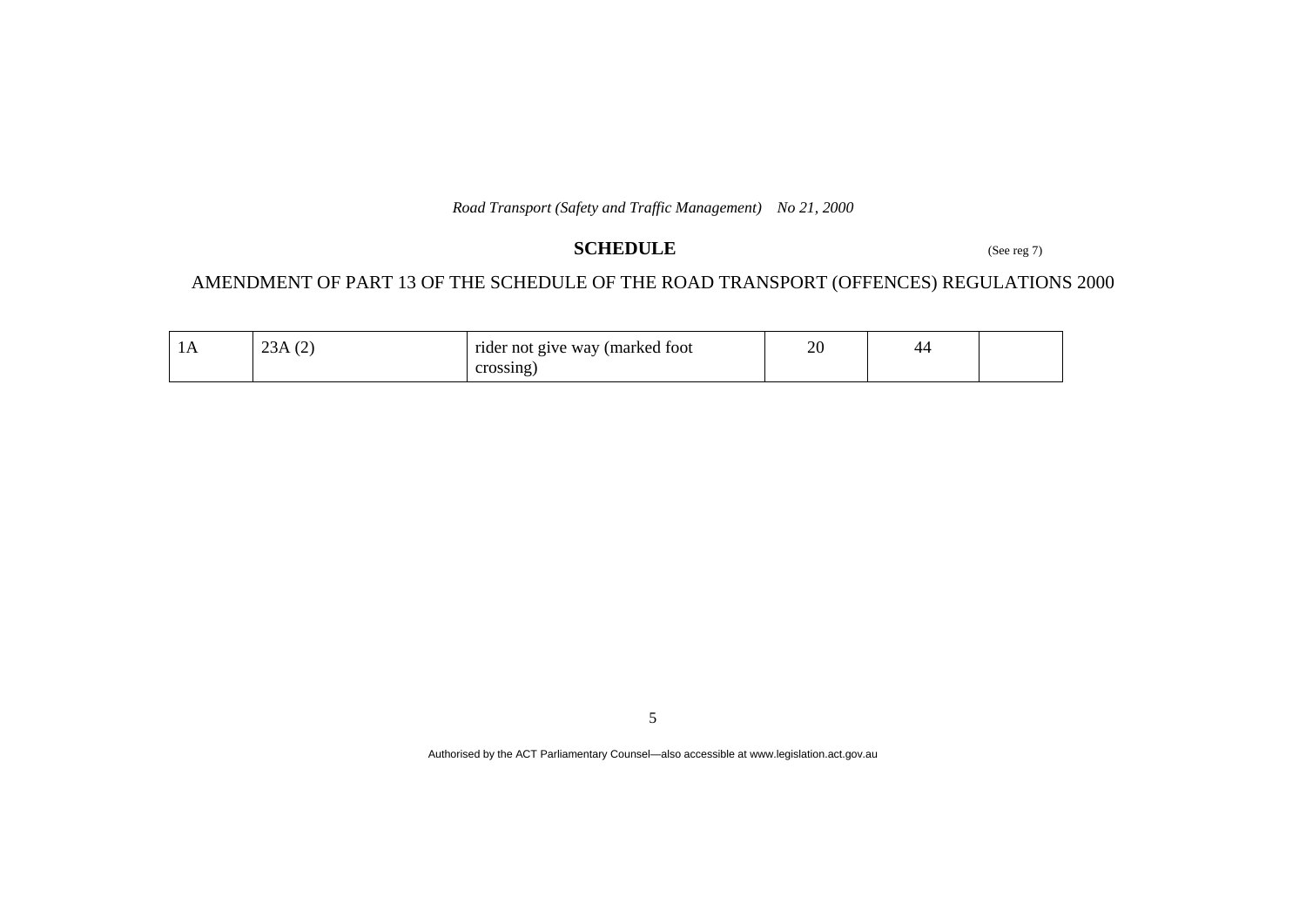## SCHEDULE

(See reg 7)

AMENDMENT OF PART 13 OF THE SCHEDULE OF THE ROAD TRANSPORT (OFFENCES) REGULATIONS 2000

| | | | | | |
|---|---|---|---|---|---|
| 1A | 23A (2) | rider not give way (marked foot crossing) | 20 | 44 | |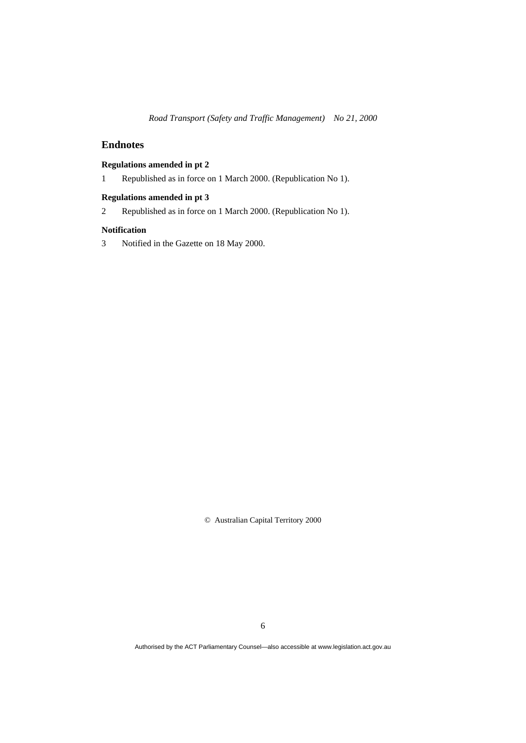## Endnotes

### Regulations amended in pt 2

1 Republished as in force on 1 March 2000. (Republication No 1).

### Regulations amended in pt 3

2 Republished as in force on 1 March 2000. (Republication No 1).

### Notification

3 Notified in the Gazette on 18 May 2000.

© Australian Capital Territory 2000